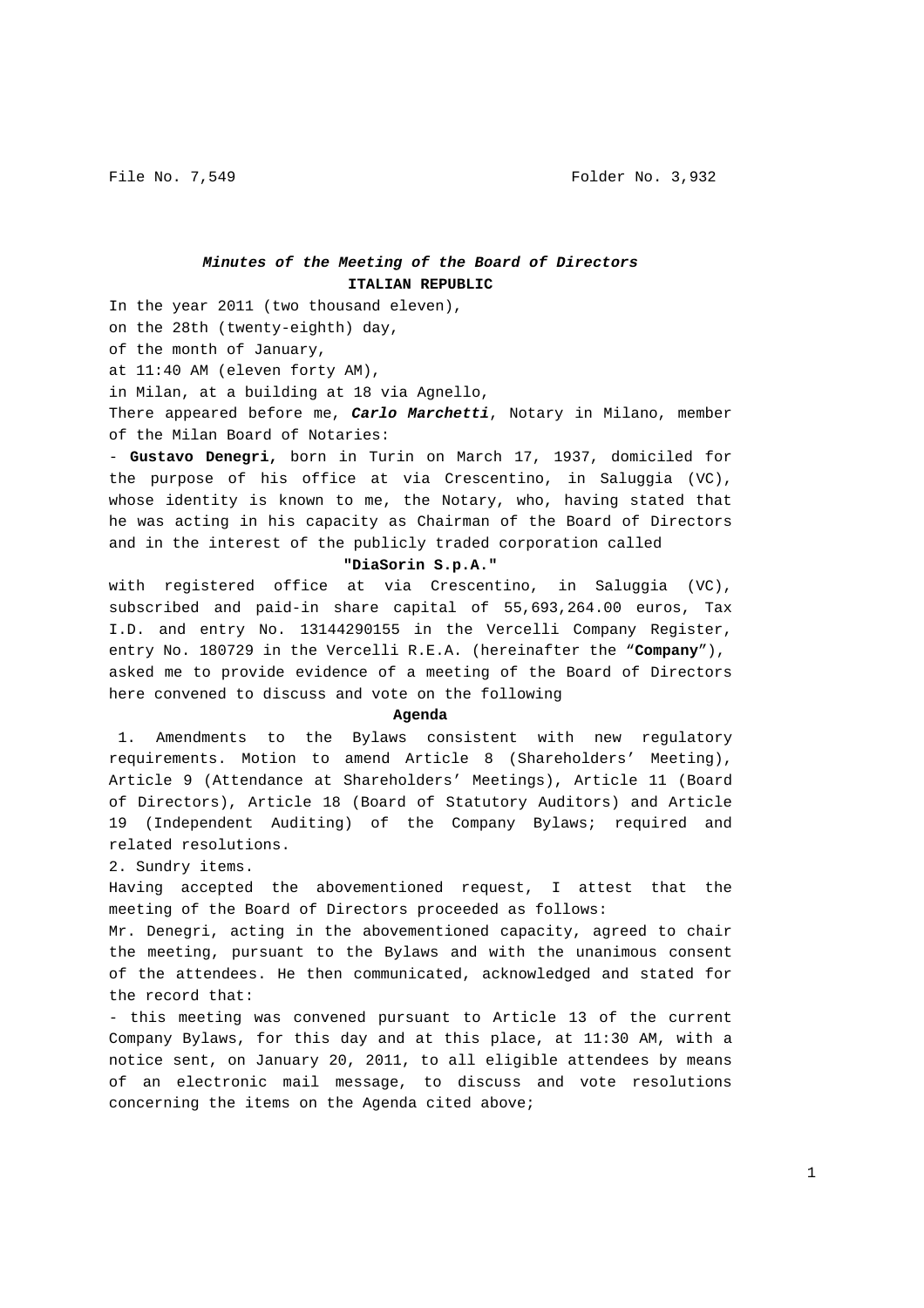File No. 7,549 Folder No. 3,932

***Minutes of the Meeting of the Board of Directors***

**ITALIAN REPUBLIC**

In the year 2011 (two thousand eleven),
on the 28th (twenty-eighth) day,
of the month of January,
at 11:40 AM (eleven forty AM),
in Milan, at a building at 18 via Agnello,
There appeared before me, ***Carlo Marchetti***, Notary in Milano, member of the Milan Board of Notaries:

- **Gustavo Denegri,** born in Turin on March 17, 1937, domiciled for the purpose of his office at via Crescentino, in Saluggia (VC), whose identity is known to me, the Notary, who, having stated that he was acting in his capacity as Chairman of the Board of Directors and in the interest of the publicly traded corporation called

**"DiaSorin S.p.A."**

with registered office at via Crescentino, in Saluggia (VC), subscribed and paid-in share capital of 55,693,264.00 euros, Tax I.D. and entry No. 13144290155 in the Vercelli Company Register, entry No. 180729 in the Vercelli R.E.A. (hereinafter the "**Company**"), asked me to provide evidence of a meeting of the Board of Directors here convened to discuss and vote on the following

**Agenda**

1. Amendments to the Bylaws consistent with new regulatory requirements. Motion to amend Article 8 (Shareholders' Meeting), Article 9 (Attendance at Shareholders' Meetings), Article 11 (Board of Directors), Article 18 (Board of Statutory Auditors) and Article 19 (Independent Auditing) of the Company Bylaws; required and related resolutions.
2. Sundry items.

Having accepted the abovementioned request, I attest that the meeting of the Board of Directors proceeded as follows:

Mr. Denegri, acting in the abovementioned capacity, agreed to chair the meeting, pursuant to the Bylaws and with the unanimous consent of the attendees. He then communicated, acknowledged and stated for the record that:

- this meeting was convened pursuant to Article 13 of the current Company Bylaws, for this day and at this place, at 11:30 AM, with a notice sent, on January 20, 2011, to all eligible attendees by means of an electronic mail message, to discuss and vote resolutions concerning the items on the Agenda cited above;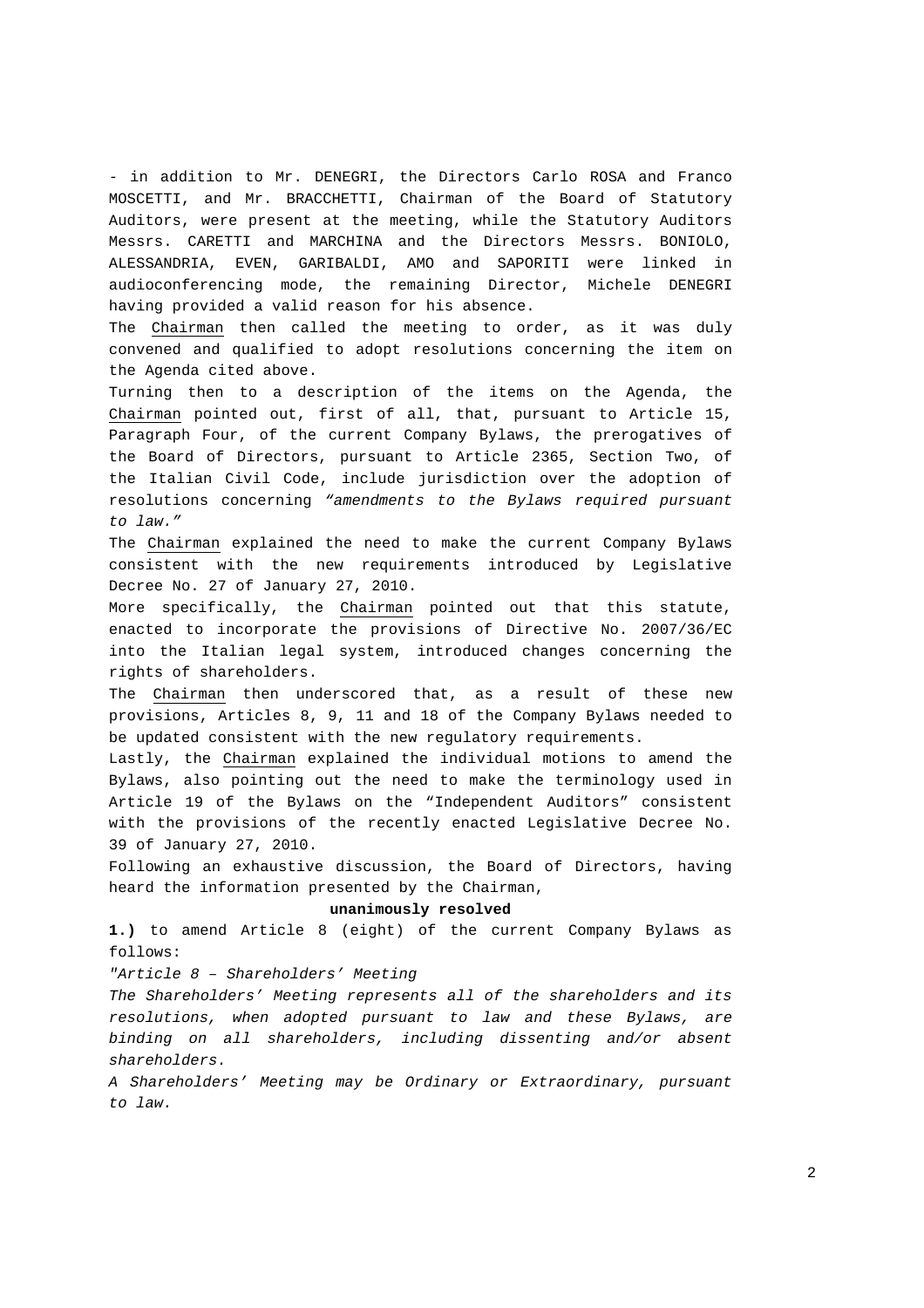- in addition to Mr. DENEGRI, the Directors Carlo ROSA and Franco MOSCETTI, and Mr. BRACCHETTI, Chairman of the Board of Statutory Auditors, were present at the meeting, while the Statutory Auditors Messrs. CARETTI and MARCHINA and the Directors Messrs. BONIOLO, ALESSANDRIA, EVEN, GARIBALDI, AMO and SAPORITI were linked in audioconferencing mode, the remaining Director, Michele DENEGRI having provided a valid reason for his absence.

The Chairman then called the meeting to order, as it was duly convened and qualified to adopt resolutions concerning the item on the Agenda cited above.

Turning then to a description of the items on the Agenda, the Chairman pointed out, first of all, that, pursuant to Article 15, Paragraph Four, of the current Company Bylaws, the prerogatives of the Board of Directors, pursuant to Article 2365, Section Two, of the Italian Civil Code, include jurisdiction over the adoption of resolutions concerning *"amendments to the Bylaws required pursuant to law."*

The Chairman explained the need to make the current Company Bylaws consistent with the new requirements introduced by Legislative Decree No. 27 of January 27, 2010.

More specifically, the Chairman pointed out that this statute, enacted to incorporate the provisions of Directive No. 2007/36/EC into the Italian legal system, introduced changes concerning the rights of shareholders.

The Chairman then underscored that, as a result of these new provisions, Articles 8, 9, 11 and 18 of the Company Bylaws needed to be updated consistent with the new regulatory requirements.

Lastly, the Chairman explained the individual motions to amend the Bylaws, also pointing out the need to make the terminology used in Article 19 of the Bylaws on the "Independent Auditors" consistent with the provisions of the recently enacted Legislative Decree No. 39 of January 27, 2010.

Following an exhaustive discussion, the Board of Directors, having heard the information presented by the Chairman,

**unanimously resolved**

**1.)** to amend Article 8 (eight) of the current Company Bylaws as follows:

*"Article 8 – Shareholders' Meeting*

*The Shareholders' Meeting represents all of the shareholders and its resolutions, when adopted pursuant to law and these Bylaws, are binding on all shareholders, including dissenting and/or absent shareholders.*

*A Shareholders' Meeting may be Ordinary or Extraordinary, pursuant to law.*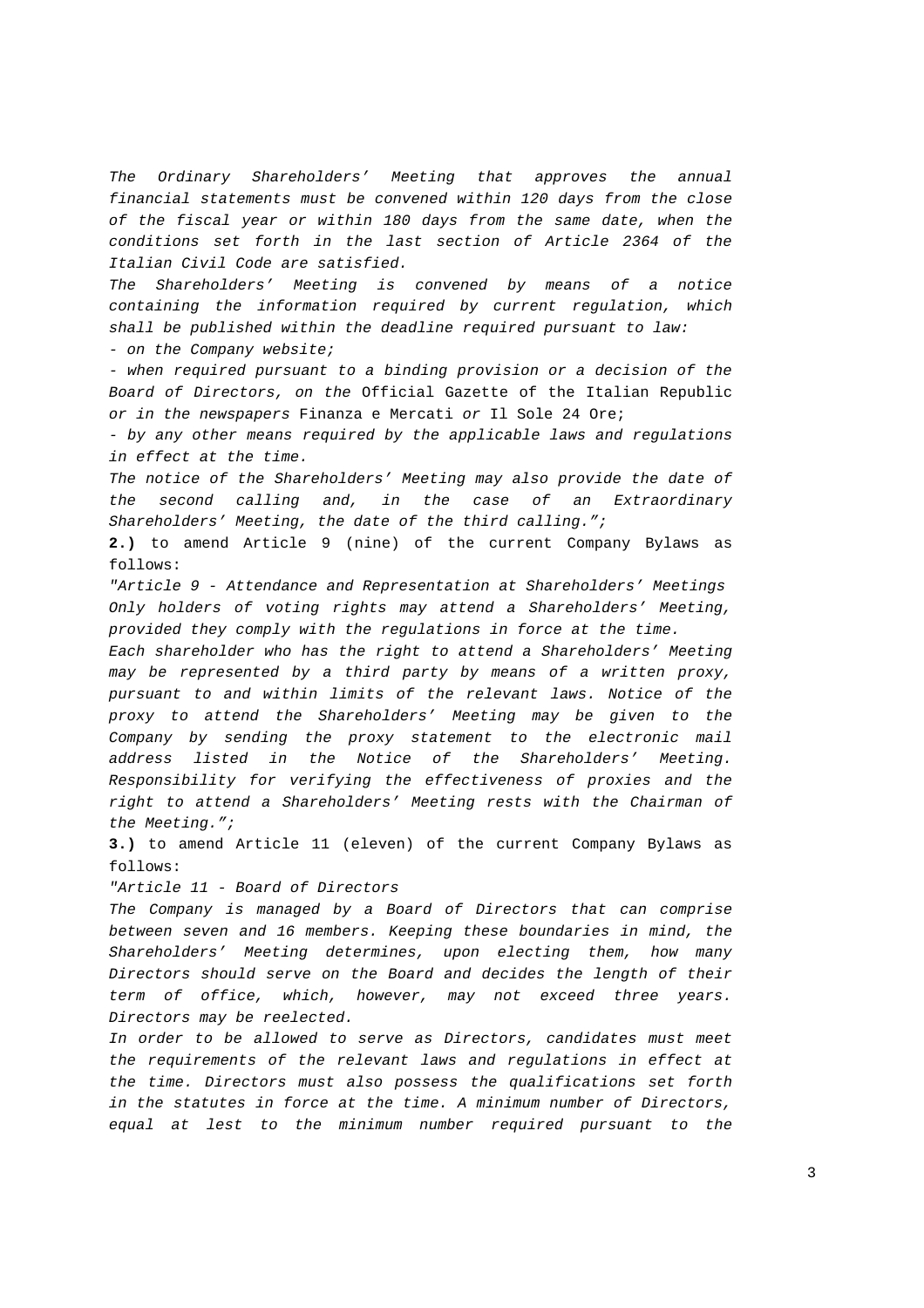*The Ordinary Shareholders' Meeting that approves the annual financial statements must be convened within 120 days from the close of the fiscal year or within 180 days from the same date, when the conditions set forth in the last section of Article 2364 of the Italian Civil Code are satisfied.*

*The Shareholders' Meeting is convened by means of a notice containing the information required by current regulation, which shall be published within the deadline required pursuant to law:*

*- on the Company website;*

*- when required pursuant to a binding provision or a decision of the Board of Directors, on the* Official Gazette of the Italian Republic *or in the newspapers* Finanza e Mercati *or* Il Sole 24 Ore;

*- by any other means required by the applicable laws and regulations in effect at the time.*

*The notice of the Shareholders' Meeting may also provide the date of the second calling and, in the case of an Extraordinary Shareholders' Meeting, the date of the third calling.";*

**2.)** to amend Article 9 (nine) of the current Company Bylaws as follows:

*"Article 9 - Attendance and Representation at Shareholders' Meetings*

*Only holders of voting rights may attend a Shareholders' Meeting, provided they comply with the regulations in force at the time.*

*Each shareholder who has the right to attend a Shareholders' Meeting may be represented by a third party by means of a written proxy, pursuant to and within limits of the relevant laws. Notice of the proxy to attend the Shareholders' Meeting may be given to the Company by sending the proxy statement to the electronic mail address listed in the Notice of the Shareholders' Meeting. Responsibility for verifying the effectiveness of proxies and the right to attend a Shareholders' Meeting rests with the Chairman of the Meeting.";*

**3.)** to amend Article 11 (eleven) of the current Company Bylaws as follows:

*"Article 11 - Board of Directors*

*The Company is managed by a Board of Directors that can comprise between seven and 16 members. Keeping these boundaries in mind, the Shareholders' Meeting determines, upon electing them, how many Directors should serve on the Board and decides the length of their term of office, which, however, may not exceed three years. Directors may be reelected.*

*In order to be allowed to serve as Directors, candidates must meet the requirements of the relevant laws and regulations in effect at the time. Directors must also possess the qualifications set forth in the statutes in force at the time. A minimum number of Directors, equal at lest to the minimum number required pursuant to the*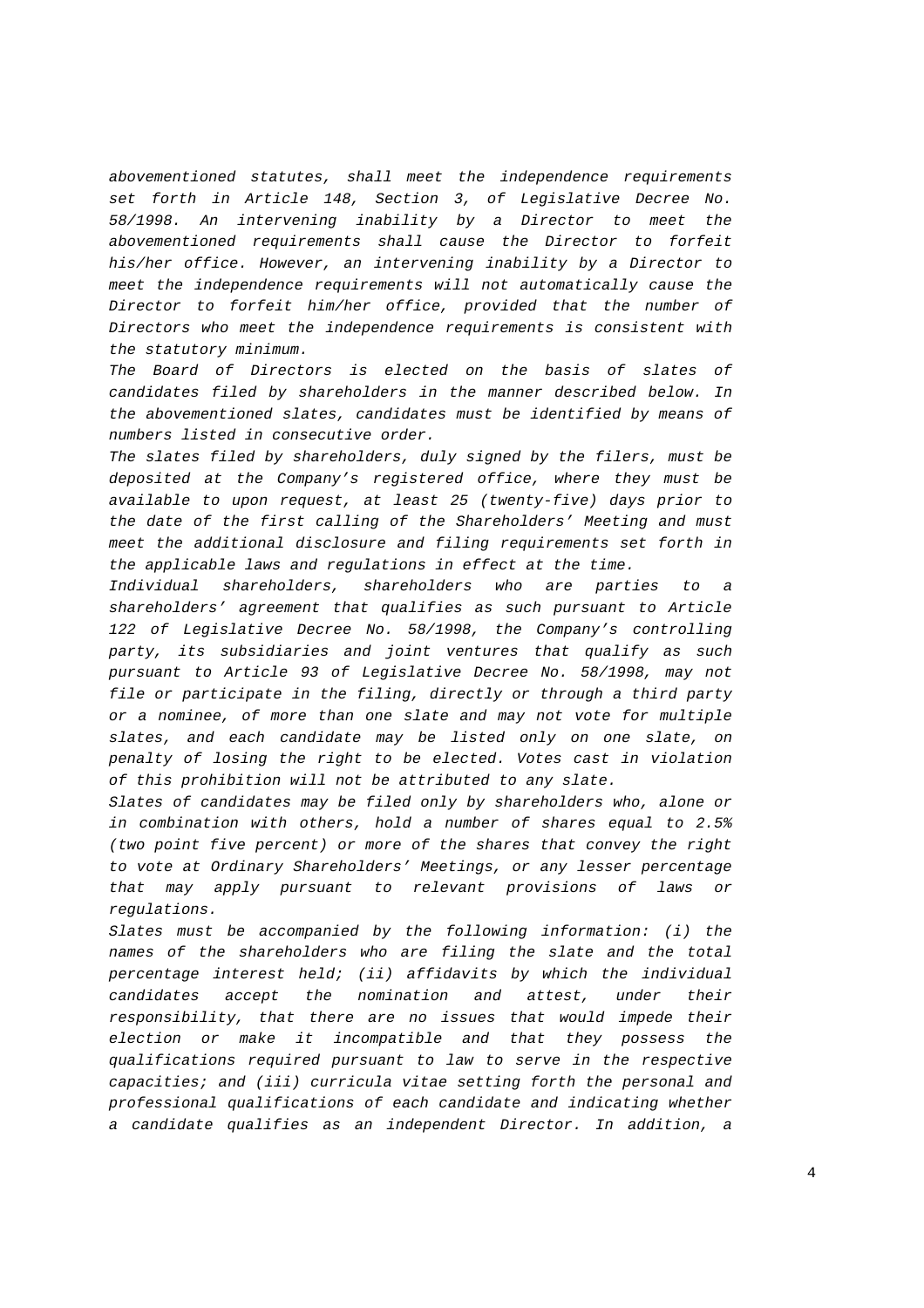*abovementioned statutes, shall meet the independence requirements set forth in Article 148, Section 3, of Legislative Decree No. 58/1998. An intervening inability by a Director to meet the abovementioned requirements shall cause the Director to forfeit his/her office. However, an intervening inability by a Director to meet the independence requirements will not automatically cause the Director to forfeit him/her office, provided that the number of Directors who meet the independence requirements is consistent with the statutory minimum.*

*The Board of Directors is elected on the basis of slates of candidates filed by shareholders in the manner described below. In the abovementioned slates, candidates must be identified by means of numbers listed in consecutive order.*

*The slates filed by shareholders, duly signed by the filers, must be deposited at the Company's registered office, where they must be available to upon request, at least 25 (twenty-five) days prior to the date of the first calling of the Shareholders' Meeting and must meet the additional disclosure and filing requirements set forth in the applicable laws and regulations in effect at the time.*

*Individual shareholders, shareholders who are parties to a shareholders' agreement that qualifies as such pursuant to Article 122 of Legislative Decree No. 58/1998, the Company's controlling party, its subsidiaries and joint ventures that qualify as such pursuant to Article 93 of Legislative Decree No. 58/1998, may not file or participate in the filing, directly or through a third party or a nominee, of more than one slate and may not vote for multiple slates, and each candidate may be listed only on one slate, on penalty of losing the right to be elected. Votes cast in violation of this prohibition will not be attributed to any slate.*

*Slates of candidates may be filed only by shareholders who, alone or in combination with others, hold a number of shares equal to 2.5% (two point five percent) or more of the shares that convey the right to vote at Ordinary Shareholders' Meetings, or any lesser percentage that may apply pursuant to relevant provisions of laws or regulations.*

*Slates must be accompanied by the following information: (i) the names of the shareholders who are filing the slate and the total percentage interest held; (ii) affidavits by which the individual candidates accept the nomination and attest, under their responsibility, that there are no issues that would impede their election or make it incompatible and that they possess the qualifications required pursuant to law to serve in the respective capacities; and (iii) curricula vitae setting forth the personal and professional qualifications of each candidate and indicating whether a candidate qualifies as an independent Director. In addition, a*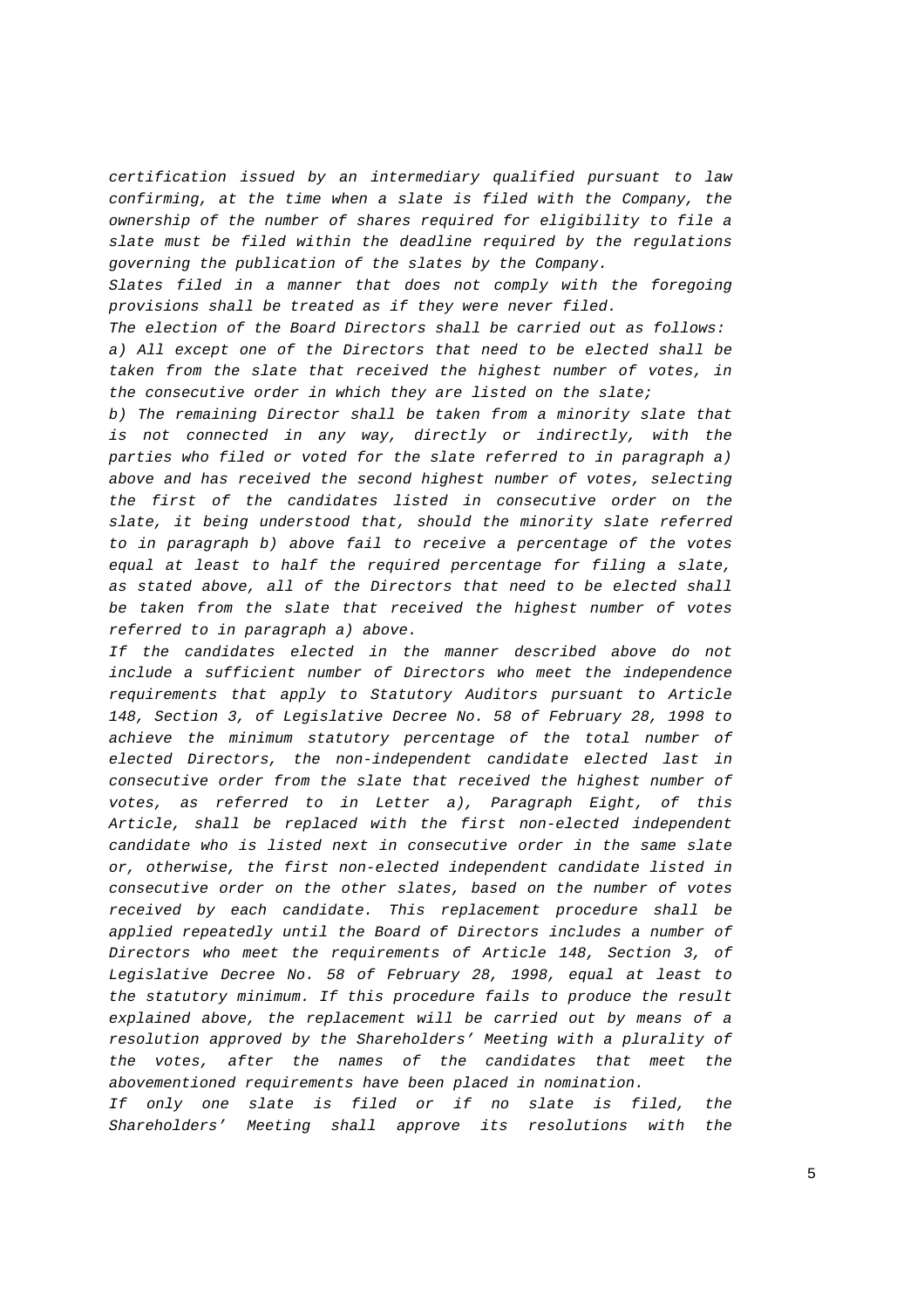*certification issued by an intermediary qualified pursuant to law confirming, at the time when a slate is filed with the Company, the ownership of the number of shares required for eligibility to file a slate must be filed within the deadline required by the regulations governing the publication of the slates by the Company.*

*Slates filed in a manner that does not comply with the foregoing provisions shall be treated as if they were never filed.*

*The election of the Board Directors shall be carried out as follows:*

*a) All except one of the Directors that need to be elected shall be taken from the slate that received the highest number of votes, in the consecutive order in which they are listed on the slate;*

*b) The remaining Director shall be taken from a minority slate that is not connected in any way, directly or indirectly, with the parties who filed or voted for the slate referred to in paragraph a) above and has received the second highest number of votes, selecting the first of the candidates listed in consecutive order on the slate, it being understood that, should the minority slate referred to in paragraph b) above fail to receive a percentage of the votes equal at least to half the required percentage for filing a slate, as stated above, all of the Directors that need to be elected shall be taken from the slate that received the highest number of votes referred to in paragraph a) above.*

*If the candidates elected in the manner described above do not include a sufficient number of Directors who meet the independence requirements that apply to Statutory Auditors pursuant to Article 148, Section 3, of Legislative Decree No. 58 of February 28, 1998 to achieve the minimum statutory percentage of the total number of elected Directors, the non-independent candidate elected last in consecutive order from the slate that received the highest number of votes, as referred to in Letter a), Paragraph Eight, of this Article, shall be replaced with the first non-elected independent candidate who is listed next in consecutive order in the same slate or, otherwise, the first non-elected independent candidate listed in consecutive order on the other slates, based on the number of votes received by each candidate. This replacement procedure shall be applied repeatedly until the Board of Directors includes a number of Directors who meet the requirements of Article 148, Section 3, of Legislative Decree No. 58 of February 28, 1998, equal at least to the statutory minimum. If this procedure fails to produce the result explained above, the replacement will be carried out by means of a resolution approved by the Shareholders' Meeting with a plurality of the votes, after the names of the candidates that meet the abovementioned requirements have been placed in nomination.*

*If only one slate is filed or if no slate is filed, the Shareholders' Meeting shall approve its resolutions with the*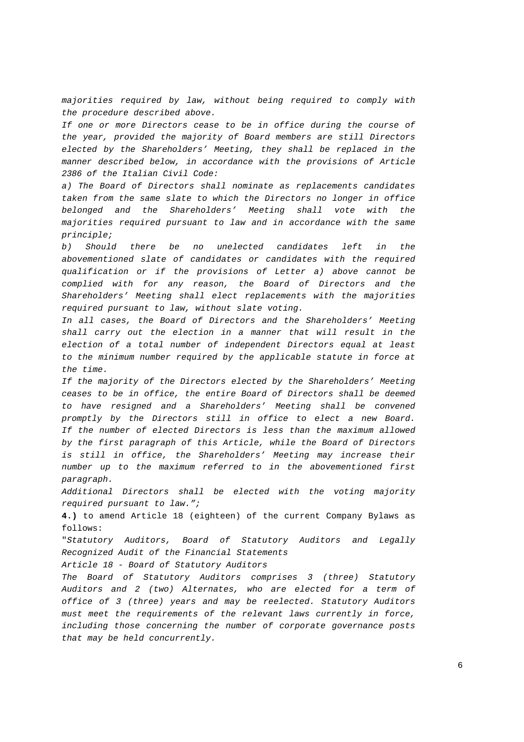*majorities required by law, without being required to comply with the procedure described above.*

*If one or more Directors cease to be in office during the course of the year, provided the majority of Board members are still Directors elected by the Shareholders' Meeting, they shall be replaced in the manner described below, in accordance with the provisions of Article 2386 of the Italian Civil Code:*

*a) The Board of Directors shall nominate as replacements candidates taken from the same slate to which the Directors no longer in office belonged and the Shareholders' Meeting shall vote with the majorities required pursuant to law and in accordance with the same principle;*

*b) Should there be no unelected candidates left in the abovementioned slate of candidates or candidates with the required qualification or if the provisions of Letter a) above cannot be complied with for any reason, the Board of Directors and the Shareholders' Meeting shall elect replacements with the majorities required pursuant to law, without slate voting.*

*In all cases, the Board of Directors and the Shareholders' Meeting shall carry out the election in a manner that will result in the election of a total number of independent Directors equal at least to the minimum number required by the applicable statute in force at the time.*

*If the majority of the Directors elected by the Shareholders' Meeting ceases to be in office, the entire Board of Directors shall be deemed to have resigned and a Shareholders' Meeting shall be convened promptly by the Directors still in office to elect a new Board.*

*If the number of elected Directors is less than the maximum allowed by the first paragraph of this Article, while the Board of Directors is still in office, the Shareholders' Meeting may increase their number up to the maximum referred to in the abovementioned first paragraph.*

*Additional Directors shall be elected with the voting majority required pursuant to law.";*

**4.)** to amend Article 18 (eighteen) of the current Company Bylaws as follows:

"*Statutory Auditors, Board of Statutory Auditors and Legally Recognized Audit of the Financial Statements*

*Article 18 - Board of Statutory Auditors*

*The Board of Statutory Auditors comprises 3 (three) Statutory Auditors and 2 (two) Alternates, who are elected for a term of office of 3 (three) years and may be reelected. Statutory Auditors must meet the requirements of the relevant laws currently in force, including those concerning the number of corporate governance posts that may be held concurrently.*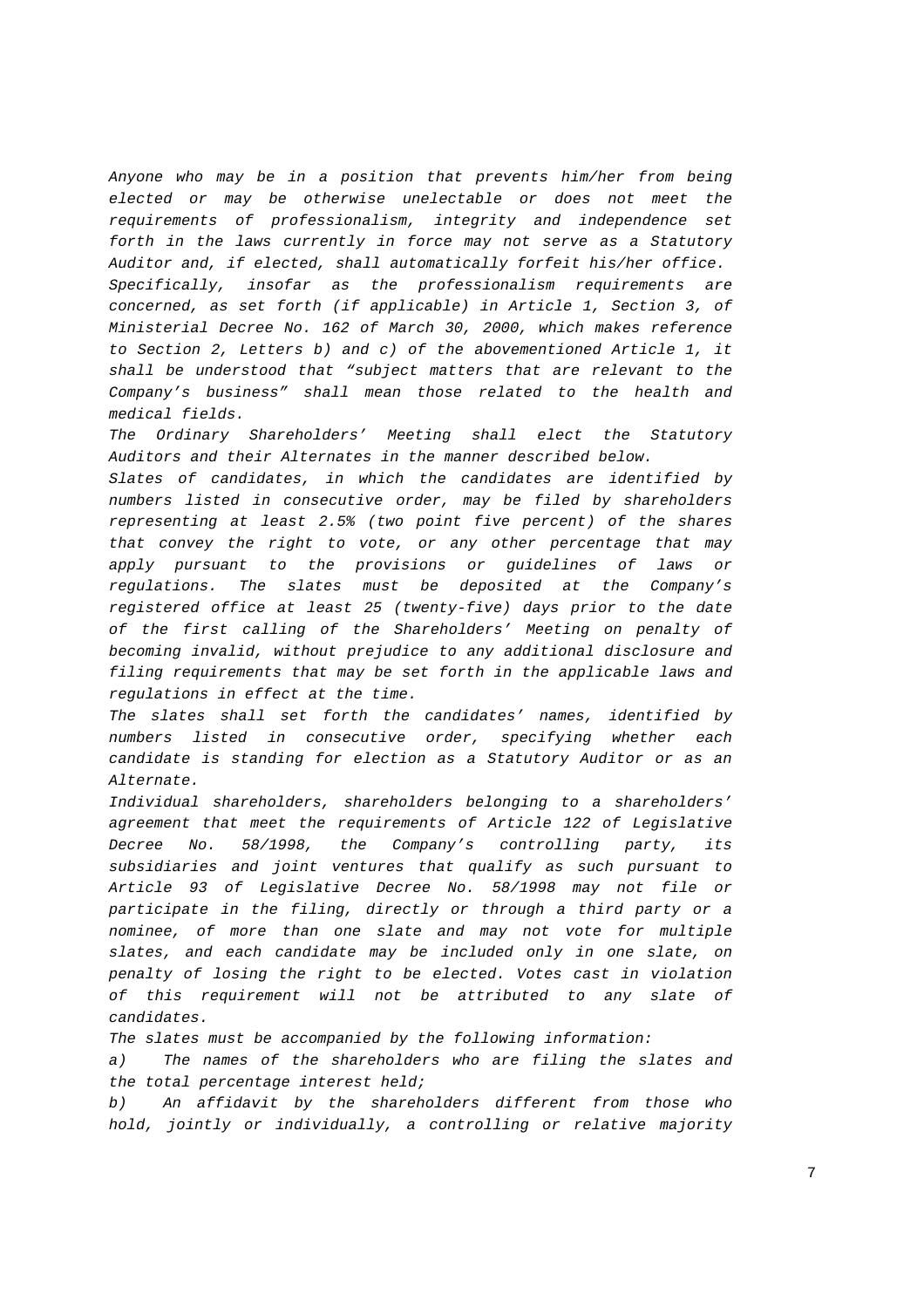*Anyone who may be in a position that prevents him/her from being elected or may be otherwise unelectable or does not meet the requirements of professionalism, integrity and independence set forth in the laws currently in force may not serve as a Statutory Auditor and, if elected, shall automatically forfeit his/her office.*

*Specifically, insofar as the professionalism requirements are concerned, as set forth (if applicable) in Article 1, Section 3, of Ministerial Decree No. 162 of March 30, 2000, which makes reference to Section 2, Letters b) and c) of the abovementioned Article 1, it shall be understood that "subject matters that are relevant to the Company's business" shall mean those related to the health and medical fields.*

*The Ordinary Shareholders' Meeting shall elect the Statutory Auditors and their Alternates in the manner described below.*

*Slates of candidates, in which the candidates are identified by numbers listed in consecutive order, may be filed by shareholders representing at least 2.5% (two point five percent) of the shares that convey the right to vote, or any other percentage that may apply pursuant to the provisions or guidelines of laws or regulations. The slates must be deposited at the Company's registered office at least 25 (twenty-five) days prior to the date of the first calling of the Shareholders' Meeting on penalty of becoming invalid, without prejudice to any additional disclosure and filing requirements that may be set forth in the applicable laws and regulations in effect at the time.*

*The slates shall set forth the candidates' names, identified by numbers listed in consecutive order, specifying whether each candidate is standing for election as a Statutory Auditor or as an Alternate.*

*Individual shareholders, shareholders belonging to a shareholders' agreement that meet the requirements of Article 122 of Legislative Decree No. 58/1998, the Company's controlling party, its subsidiaries and joint ventures that qualify as such pursuant to Article 93 of Legislative Decree No. 58/1998 may not file or participate in the filing, directly or through a third party or a nominee, of more than one slate and may not vote for multiple slates, and each candidate may be included only in one slate, on penalty of losing the right to be elected. Votes cast in violation of this requirement will not be attributed to any slate of candidates.*

*The slates must be accompanied by the following information:*

*a) The names of the shareholders who are filing the slates and the total percentage interest held;*

*b) An affidavit by the shareholders different from those who hold, jointly or individually, a controlling or relative majority*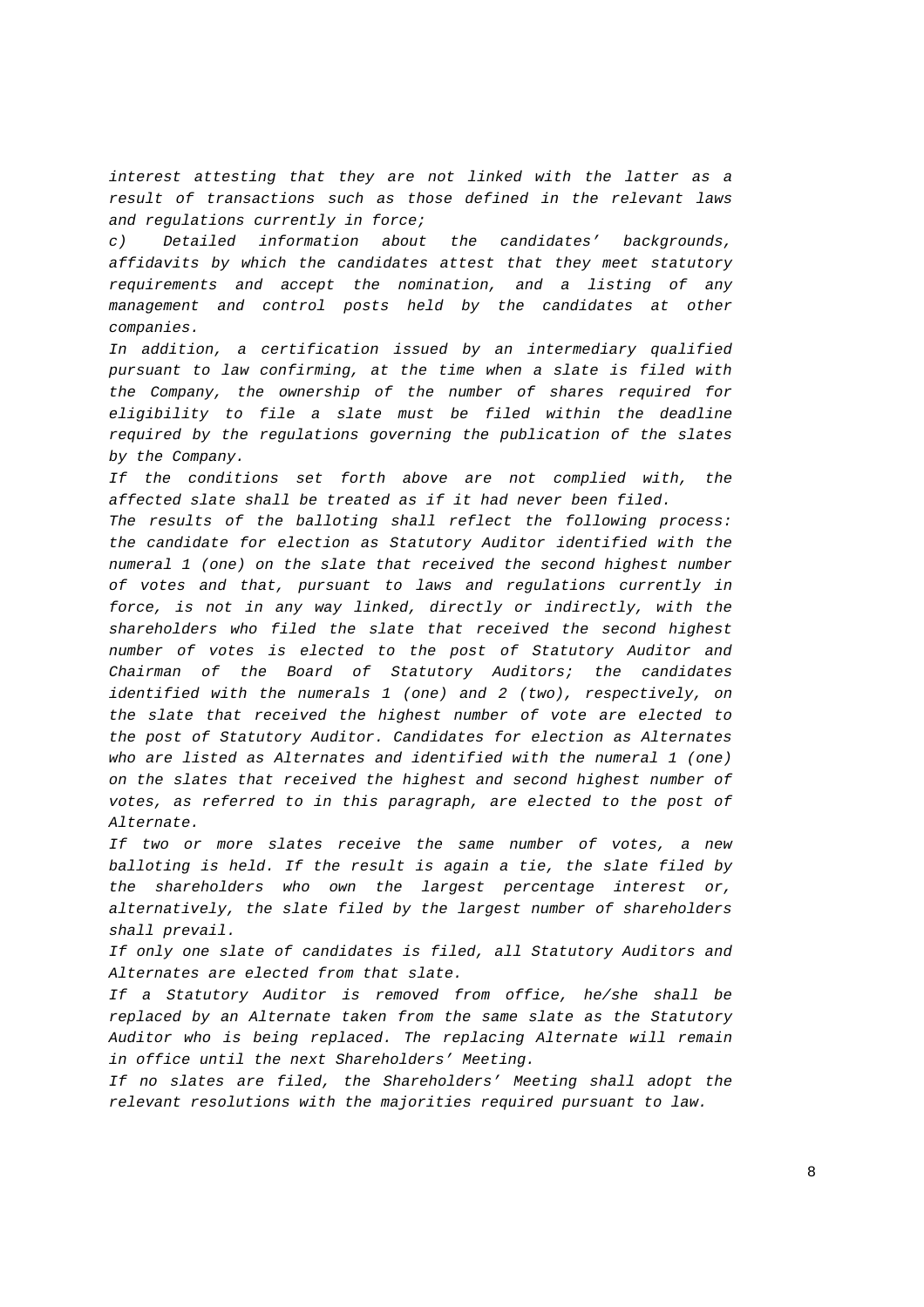*interest attesting that they are not linked with the latter as a result of transactions such as those defined in the relevant laws and regulations currently in force;*

*c) Detailed information about the candidates' backgrounds, affidavits by which the candidates attest that they meet statutory requirements and accept the nomination, and a listing of any management and control posts held by the candidates at other companies.*

*In addition, a certification issued by an intermediary qualified pursuant to law confirming, at the time when a slate is filed with the Company, the ownership of the number of shares required for eligibility to file a slate must be filed within the deadline required by the regulations governing the publication of the slates by the Company.*

*If the conditions set forth above are not complied with, the affected slate shall be treated as if it had never been filed.*

*The results of the balloting shall reflect the following process: the candidate for election as Statutory Auditor identified with the numeral 1 (one) on the slate that received the second highest number of votes and that, pursuant to laws and regulations currently in force, is not in any way linked, directly or indirectly, with the shareholders who filed the slate that received the second highest number of votes is elected to the post of Statutory Auditor and Chairman of the Board of Statutory Auditors; the candidates identified with the numerals 1 (one) and 2 (two), respectively, on the slate that received the highest number of vote are elected to the post of Statutory Auditor. Candidates for election as Alternates who are listed as Alternates and identified with the numeral 1 (one) on the slates that received the highest and second highest number of votes, as referred to in this paragraph, are elected to the post of Alternate.*

*If two or more slates receive the same number of votes, a new balloting is held. If the result is again a tie, the slate filed by the shareholders who own the largest percentage interest or, alternatively, the slate filed by the largest number of shareholders shall prevail.*

*If only one slate of candidates is filed, all Statutory Auditors and Alternates are elected from that slate.*

*If a Statutory Auditor is removed from office, he/she shall be replaced by an Alternate taken from the same slate as the Statutory Auditor who is being replaced. The replacing Alternate will remain in office until the next Shareholders' Meeting.*

*If no slates are filed, the Shareholders' Meeting shall adopt the relevant resolutions with the majorities required pursuant to law.*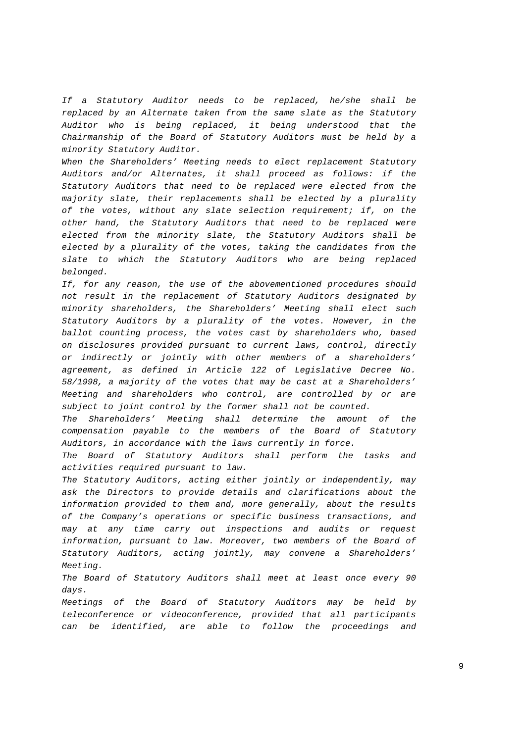*If a Statutory Auditor needs to be replaced, he/she shall be replaced by an Alternate taken from the same slate as the Statutory Auditor who is being replaced, it being understood that the Chairmanship of the Board of Statutory Auditors must be held by a minority Statutory Auditor.*

*When the Shareholders' Meeting needs to elect replacement Statutory Auditors and/or Alternates, it shall proceed as follows: if the Statutory Auditors that need to be replaced were elected from the majority slate, their replacements shall be elected by a plurality of the votes, without any slate selection requirement; if, on the other hand, the Statutory Auditors that need to be replaced were elected from the minority slate, the Statutory Auditors shall be elected by a plurality of the votes, taking the candidates from the slate to which the Statutory Auditors who are being replaced belonged.*

*If, for any reason, the use of the abovementioned procedures should not result in the replacement of Statutory Auditors designated by minority shareholders, the Shareholders' Meeting shall elect such Statutory Auditors by a plurality of the votes. However, in the ballot counting process, the votes cast by shareholders who, based on disclosures provided pursuant to current laws, control, directly or indirectly or jointly with other members of a shareholders' agreement, as defined in Article 122 of Legislative Decree No. 58/1998, a majority of the votes that may be cast at a Shareholders' Meeting and shareholders who control, are controlled by or are subject to joint control by the former shall not be counted.*

*The Shareholders' Meeting shall determine the amount of the compensation payable to the members of the Board of Statutory Auditors, in accordance with the laws currently in force.*

*The Board of Statutory Auditors shall perform the tasks and activities required pursuant to law.*

*The Statutory Auditors, acting either jointly or independently, may ask the Directors to provide details and clarifications about the information provided to them and, more generally, about the results of the Company's operations or specific business transactions, and may at any time carry out inspections and audits or request information, pursuant to law. Moreover, two members of the Board of Statutory Auditors, acting jointly, may convene a Shareholders' Meeting.*

*The Board of Statutory Auditors shall meet at least once every 90 days.*

*Meetings of the Board of Statutory Auditors may be held by teleconference or videoconference, provided that all participants can be identified, are able to follow the proceedings and*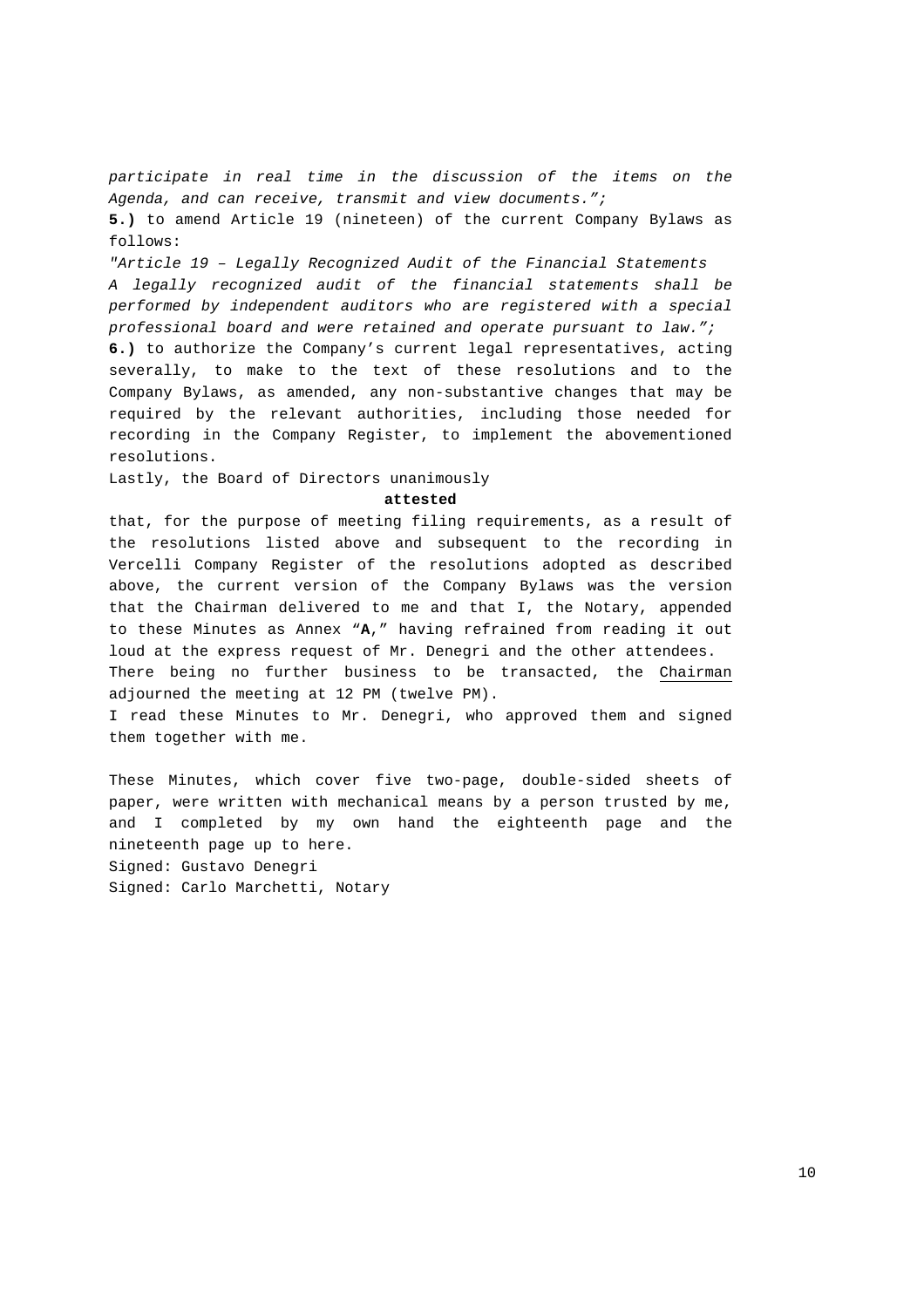*participate in real time in the discussion of the items on the Agenda, and can receive, transmit and view documents.”;*

**5.)** to amend Article 19 (nineteen) of the current Company Bylaws as follows:

*"Article 19 – Legally Recognized Audit of the Financial Statements*

*A legally recognized audit of the financial statements shall be performed by independent auditors who are registered with a special professional board and were retained and operate pursuant to law.”;*

**6.)** to authorize the Company’s current legal representatives, acting severally, to make to the text of these resolutions and to the Company Bylaws, as amended, any non-substantive changes that may be required by the relevant authorities, including those needed for recording in the Company Register, to implement the abovementioned resolutions.

Lastly, the Board of Directors unanimously

**attested**

that, for the purpose of meeting filing requirements, as a result of the resolutions listed above and subsequent to the recording in Vercelli Company Register of the resolutions adopted as described above, the current version of the Company Bylaws was the version that the Chairman delivered to me and that I, the Notary, appended to these Minutes as Annex “**A**,” having refrained from reading it out loud at the express request of Mr. Denegri and the other attendees.

There being no further business to be transacted, the Chairman adjourned the meeting at 12 PM (twelve PM).

I read these Minutes to Mr. Denegri, who approved them and signed them together with me.

These Minutes, which cover five two-page, double-sided sheets of paper, were written with mechanical means by a person trusted by me, and I completed by my own hand the eighteenth page and the nineteenth page up to here.

Signed: Gustavo Denegri

Signed: Carlo Marchetti, Notary